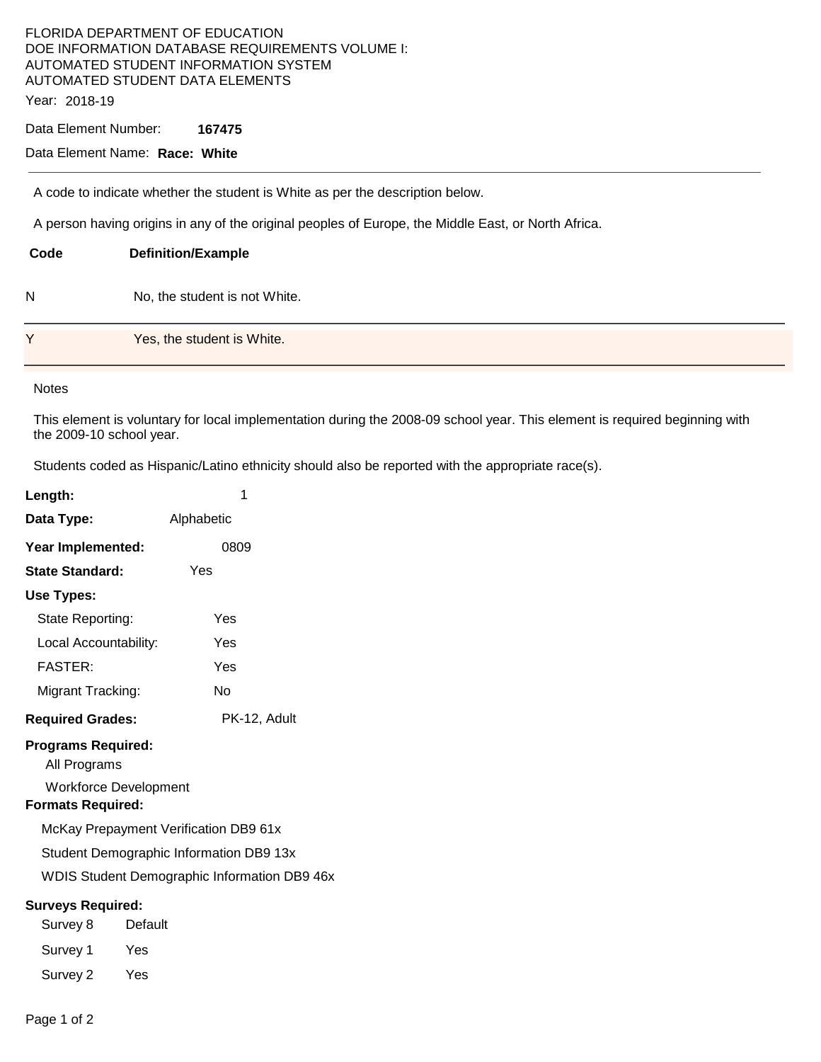FLORIDA DEPARTMENT OF EDUCATION
DOE INFORMATION DATABASE REQUIREMENTS VOLUME I:
AUTOMATED STUDENT INFORMATION SYSTEM
AUTOMATED STUDENT DATA ELEMENTS

Year: 2018-19

Data Element Number: **167475**

Data Element Name: **Race: White**

---

A code to indicate whether the student is White as per the description below.

A person having origins in any of the original peoples of Europe, the Middle East, or North Africa.

| Code | Definition/Example |
|---|---|
| N | No, the student is not White. |
| Y | Yes, the student is White. |

Notes

This element is voluntary for local implementation during the 2008-09 school year. This element is required beginning with the 2009-10 school year.

Students coded as Hispanic/Latino ethnicity should also be reported with the appropriate race(s).

**Length:** 1

**Data Type:** Alphabetic

**Year Implemented:** 0809

**State Standard:** Yes

**Use Types:**

- State Reporting: Yes
- Local Accountability: Yes
- FASTER: Yes
- Migrant Tracking: No

**Required Grades:** PK-12, Adult

**Programs Required:**

- All Programs
- Workforce Development

**Formats Required:**

- McKay Prepayment Verification DB9 61x
- Student Demographic Information DB9 13x
- WDIS Student Demographic Information DB9 46x

**Surveys Required:**

| Survey | Required |
|---|---|
| Survey 8 | Default |
| Survey 1 | Yes |
| Survey 2 | Yes |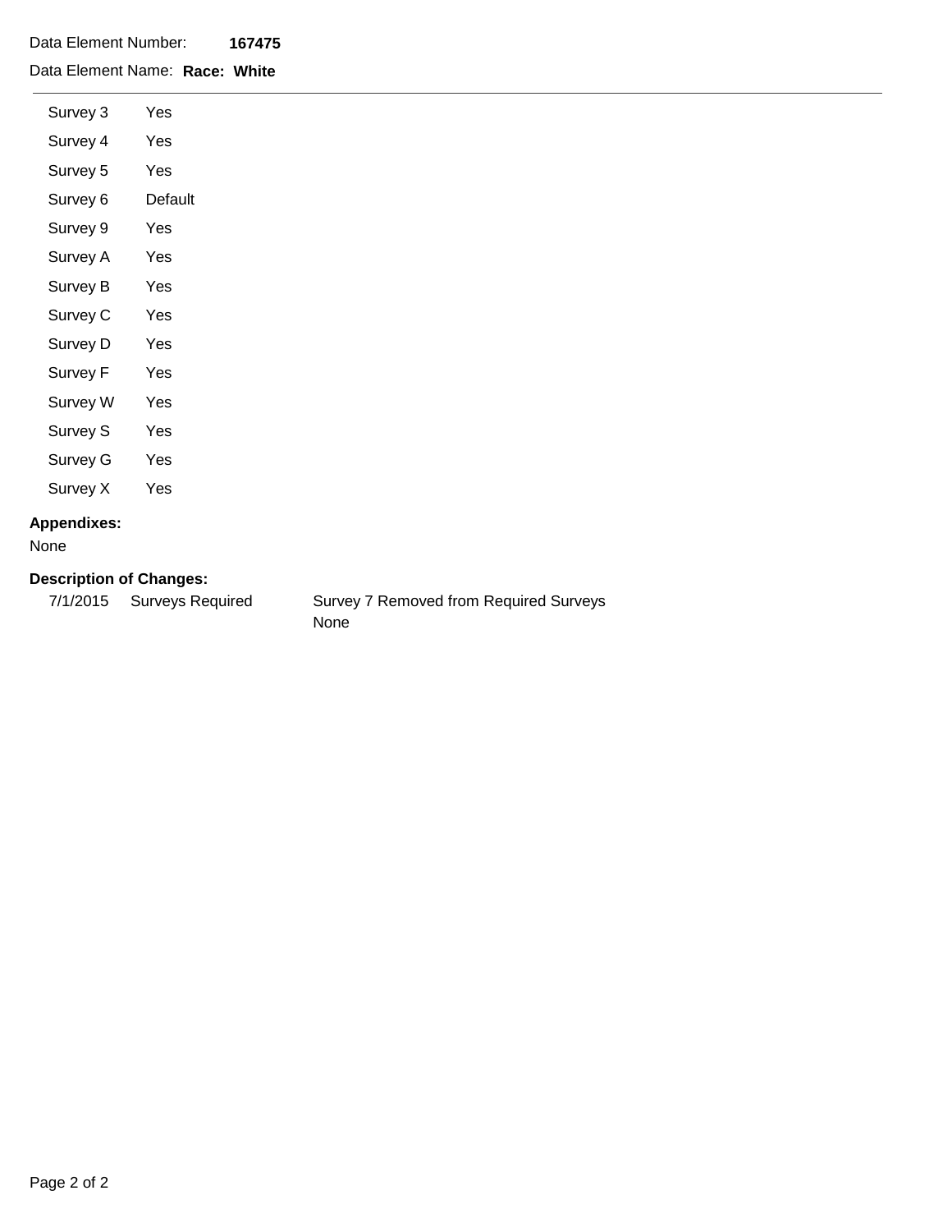Data Element Number: **167475**

Data Element Name: **Race: White**

| | |
|---|---|
| Survey 3 | Yes |
| Survey 4 | Yes |
| Survey 5 | Yes |
| Survey 6 | Default |
| Survey 9 | Yes |
| Survey A | Yes |
| Survey B | Yes |
| Survey C | Yes |
| Survey D | Yes |
| Survey F | Yes |
| Survey W | Yes |
| Survey S | Yes |
| Survey G | Yes |
| Survey X | Yes |

**Appendixes:**

None

**Description of Changes:**

| | | |
|---|---|---|
| 7/1/2015 | Surveys Required | Survey 7 Removed from Required Surveys<br>None |